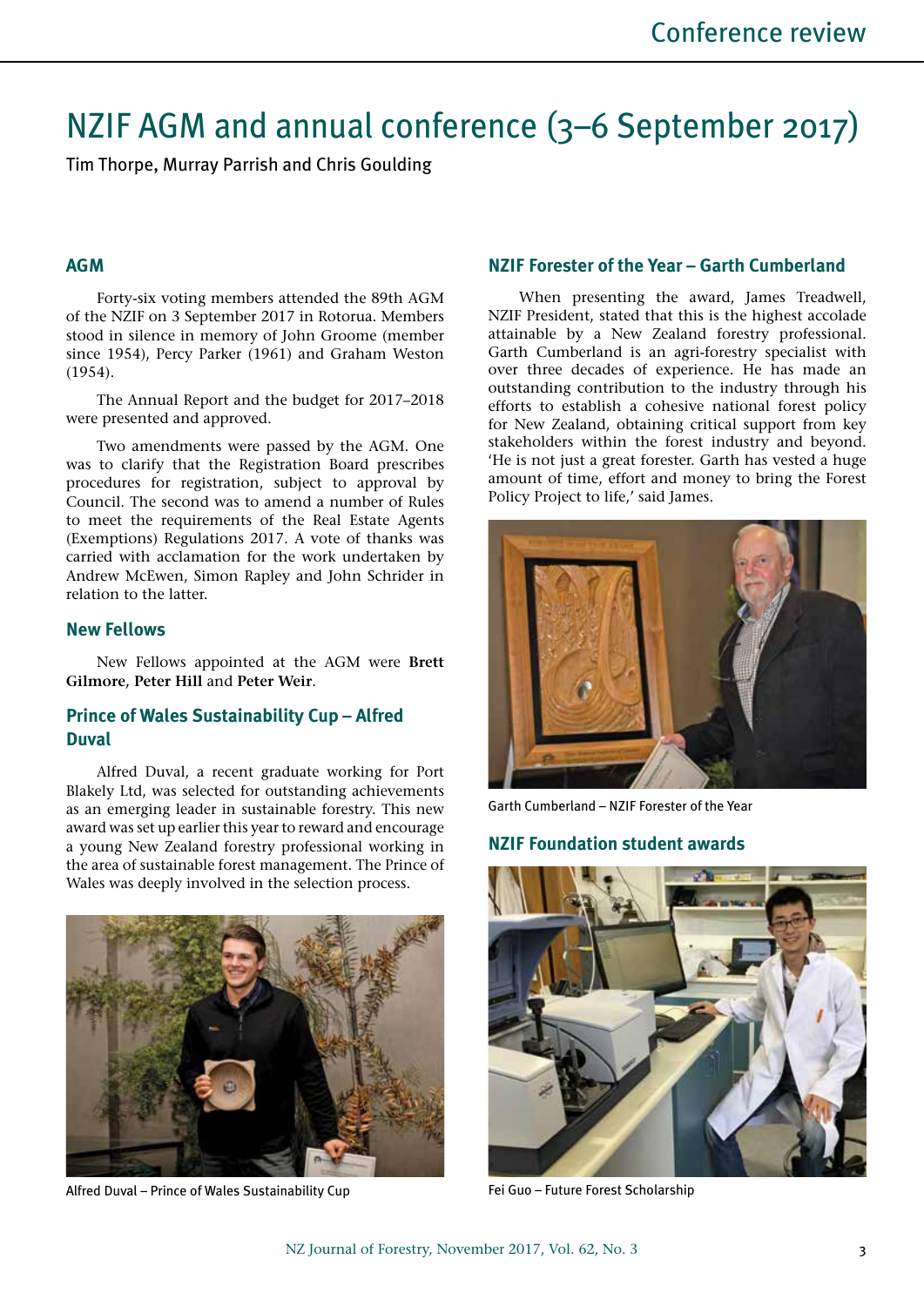# NZIF AGM and annual conference (3–6 September 2017)

Tim Thorpe, Murray Parrish and Chris Goulding

## AGM

Forty-six voting members attended the 89th AGM of the NZIF on 3 September 2017 in Rotorua. Members stood in silence in memory of John Groome (member since 1954), Percy Parker (1961) and Graham Weston (1954).

The Annual Report and the budget for 2017–2018 were presented and approved.

Two amendments were passed by the AGM. One was to clarify that the Registration Board prescribes procedures for registration, subject to approval by Council. The second was to amend a number of Rules to meet the requirements of the Real Estate Agents (Exemptions) Regulations 2017. A vote of thanks was carried with acclamation for the work undertaken by Andrew McEwen, Simon Rapley and John Schrider in relation to the latter.

## New Fellows

New Fellows appointed at the AGM were **Brett Gilmore**, **Peter Hill** and **Peter Weir**.

## Prince of Wales Sustainability Cup – Alfred Duval

Alfred Duval, a recent graduate working for Port Blakely Ltd, was selected for outstanding achievements as an emerging leader in sustainable forestry. This new award was set up earlier this year to reward and encourage a young New Zealand forestry professional working in the area of sustainable forest management. The Prince of Wales was deeply involved in the selection process.

Alfred Duval – Prince of Wales Sustainability Cup

## NZIF Forester of the Year – Garth Cumberland

When presenting the award, James Treadwell, NZIF President, stated that this is the highest accolade attainable by a New Zealand forestry professional. Garth Cumberland is an agri-forestry specialist with over three decades of experience. He has made an outstanding contribution to the industry through his efforts to establish a cohesive national forest policy for New Zealand, obtaining critical support from key stakeholders within the forest industry and beyond. 'He is not just a great forester. Garth has vested a huge amount of time, effort and money to bring the Forest Policy Project to life,' said James.

Garth Cumberland – NZIF Forester of the Year

## NZIF Foundation student awards

Fei Guo – Future Forest Scholarship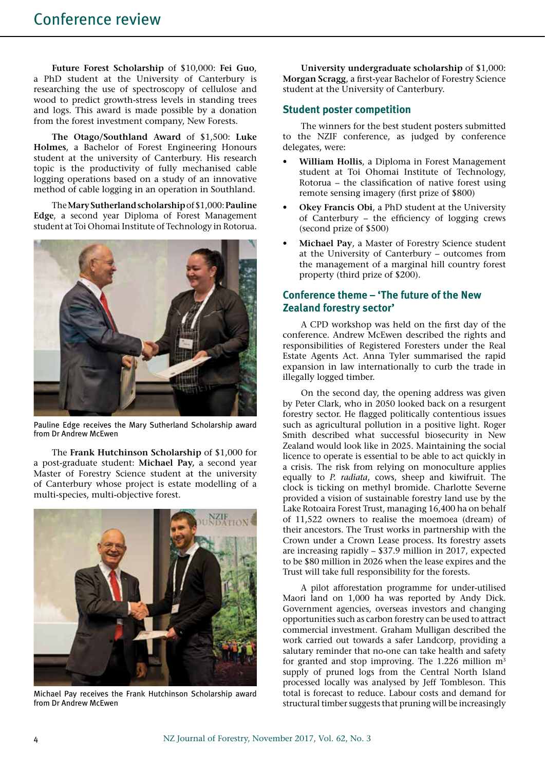**Future Forest Scholarship** of $10,000: **Fei Guo**, a PhD student at the University of Canterbury is researching the use of spectroscopy of cellulose and wood to predict growth-stress levels in standing trees and logs. This award is made possible by a donation from the forest investment company, New Forests.

**The Otago/Southland Award** of $1,500: **Luke Holmes**, a Bachelor of Forest Engineering Honours student at the university of Canterbury. His research topic is the productivity of fully mechanised cable logging operations based on a study of an innovative method of cable logging in an operation in Southland.

The **Mary Sutherland scholarship** of $1,000: **Pauline Edge**, a second year Diploma of Forest Management student at Toi Ohomai Institute of Technology in Rotorua.

Pauline Edge receives the Mary Sutherland Scholarship award from Dr Andrew McEwen

The **Frank Hutchinson Scholarship** of $1,000 for a post-graduate student: **Michael Pay**, a second year Master of Forestry Science student at the university of Canterbury whose project is estate modelling of a multi-species, multi-objective forest.

Michael Pay receives the Frank Hutchinson Scholarship award from Dr Andrew McEwen

**University undergraduate scholarship** of $1,000: **Morgan Scragg**, a first-year Bachelor of Forestry Science student at the University of Canterbury.

## Student poster competition

The winners for the best student posters submitted to the NZIF conference, as judged by conference delegates, were:

- **William Hollis**, a Diploma in Forest Management student at Toi Ohomai Institute of Technology, Rotorua – the classification of native forest using remote sensing imagery (first prize of $800)
- **Okey Francis Obi**, a PhD student at the University of Canterbury – the efficiency of logging crews (second prize of $500)
- **Michael Pay**, a Master of Forestry Science student at the University of Canterbury – outcomes from the management of a marginal hill country forest property (third prize of $200).

## Conference theme – 'The future of the New Zealand forestry sector'

A CPD workshop was held on the first day of the conference. Andrew McEwen described the rights and responsibilities of Registered Foresters under the Real Estate Agents Act. Anna Tyler summarised the rapid expansion in law internationally to curb the trade in illegally logged timber.

On the second day, the opening address was given by Peter Clark, who in 2050 looked back on a resurgent forestry sector. He flagged politically contentious issues such as agricultural pollution in a positive light. Roger Smith described what successful biosecurity in New Zealand would look like in 2025. Maintaining the social licence to operate is essential to be able to act quickly in a crisis. The risk from relying on monoculture applies equally to *P. radiata*, cows, sheep and kiwifruit. The clock is ticking on methyl bromide. Charlotte Severne provided a vision of sustainable forestry land use by the Lake Rotoaira Forest Trust, managing 16,400 ha on behalf of 11,522 owners to realise the moemoea (dream) of their ancestors. The Trust works in partnership with the Crown under a Crown Lease process. Its forestry assets are increasing rapidly – $37.9 million in 2017, expected to be $80 million in 2026 when the lease expires and the Trust will take full responsibility for the forests.

A pilot afforestation programme for under-utilised Maori land on 1,000 ha was reported by Andy Dick. Government agencies, overseas investors and changing opportunities such as carbon forestry can be used to attract commercial investment. Graham Mulligan described the work carried out towards a safer Landcorp, providing a salutary reminder that no-one can take health and safety for granted and stop improving. The 1.226 million m$^3$ supply of pruned logs from the Central North Island processed locally was analysed by Jeff Tombleson. This total is forecast to reduce. Labour costs and demand for structural timber suggests that pruning will be increasingly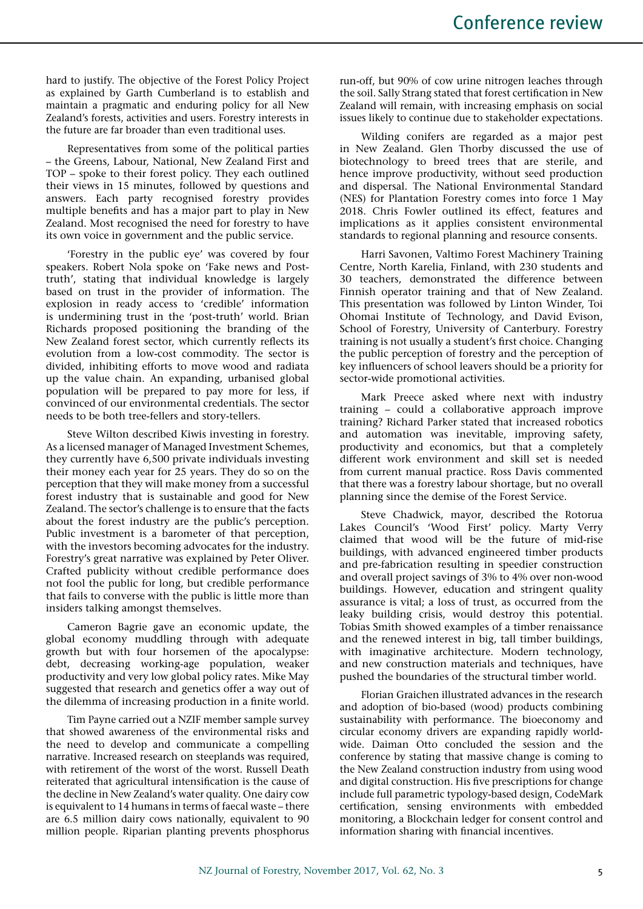hard to justify. The objective of the Forest Policy Project as explained by Garth Cumberland is to establish and maintain a pragmatic and enduring policy for all New Zealand's forests, activities and users. Forestry interests in the future are far broader than even traditional uses.

Representatives from some of the political parties – the Greens, Labour, National, New Zealand First and TOP – spoke to their forest policy. They each outlined their views in 15 minutes, followed by questions and answers. Each party recognised forestry provides multiple benefits and has a major part to play in New Zealand. Most recognised the need for forestry to have its own voice in government and the public service.

'Forestry in the public eye' was covered by four speakers. Robert Nola spoke on 'Fake news and Post-truth', stating that individual knowledge is largely based on trust in the provider of information. The explosion in ready access to 'credible' information is undermining trust in the 'post-truth' world. Brian Richards proposed positioning the branding of the New Zealand forest sector, which currently reflects its evolution from a low-cost commodity. The sector is divided, inhibiting efforts to move wood and radiata up the value chain. An expanding, urbanised global population will be prepared to pay more for less, if convinced of our environmental credentials. The sector needs to be both tree-fellers and story-tellers.

Steve Wilton described Kiwis investing in forestry. As a licensed manager of Managed Investment Schemes, they currently have 6,500 private individuals investing their money each year for 25 years. They do so on the perception that they will make money from a successful forest industry that is sustainable and good for New Zealand. The sector's challenge is to ensure that the facts about the forest industry are the public's perception. Public investment is a barometer of that perception, with the investors becoming advocates for the industry. Forestry's great narrative was explained by Peter Oliver. Crafted publicity without credible performance does not fool the public for long, but credible performance that fails to converse with the public is little more than insiders talking amongst themselves.

Cameron Bagrie gave an economic update, the global economy muddling through with adequate growth but with four horsemen of the apocalypse: debt, decreasing working-age population, weaker productivity and very low global policy rates. Mike May suggested that research and genetics offer a way out of the dilemma of increasing production in a finite world.

Tim Payne carried out a NZIF member sample survey that showed awareness of the environmental risks and the need to develop and communicate a compelling narrative. Increased research on steeplands was required, with retirement of the worst of the worst. Russell Death reiterated that agricultural intensification is the cause of the decline in New Zealand's water quality. One dairy cow is equivalent to 14 humans in terms of faecal waste – there are 6.5 million dairy cows nationally, equivalent to 90 million people. Riparian planting prevents phosphorus run-off, but 90% of cow urine nitrogen leaches through the soil. Sally Strang stated that forest certification in New Zealand will remain, with increasing emphasis on social issues likely to continue due to stakeholder expectations.

Wilding conifers are regarded as a major pest in New Zealand. Glen Thorby discussed the use of biotechnology to breed trees that are sterile, and hence improve productivity, without seed production and dispersal. The National Environmental Standard (NES) for Plantation Forestry comes into force 1 May 2018. Chris Fowler outlined its effect, features and implications as it applies consistent environmental standards to regional planning and resource consents.

Harri Savonen, Valtimo Forest Machinery Training Centre, North Karelia, Finland, with 230 students and 30 teachers, demonstrated the difference between Finnish operator training and that of New Zealand. This presentation was followed by Linton Winder, Toi Ohomai Institute of Technology, and David Evison, School of Forestry, University of Canterbury. Forestry training is not usually a student's first choice. Changing the public perception of forestry and the perception of key influencers of school leavers should be a priority for sector-wide promotional activities.

Mark Preece asked where next with industry training – could a collaborative approach improve training? Richard Parker stated that increased robotics and automation was inevitable, improving safety, productivity and economics, but that a completely different work environment and skill set is needed from current manual practice. Ross Davis commented that there was a forestry labour shortage, but no overall planning since the demise of the Forest Service.

Steve Chadwick, mayor, described the Rotorua Lakes Council's 'Wood First' policy. Marty Verry claimed that wood will be the future of mid-rise buildings, with advanced engineered timber products and pre-fabrication resulting in speedier construction and overall project savings of 3% to 4% over non-wood buildings. However, education and stringent quality assurance is vital; a loss of trust, as occurred from the leaky building crisis, would destroy this potential. Tobias Smith showed examples of a timber renaissance and the renewed interest in big, tall timber buildings, with imaginative architecture. Modern technology, and new construction materials and techniques, have pushed the boundaries of the structural timber world.

Florian Graichen illustrated advances in the research and adoption of bio-based (wood) products combining sustainability with performance. The bioeconomy and circular economy drivers are expanding rapidly world-wide. Daiman Otto concluded the session and the conference by stating that massive change is coming to the New Zealand construction industry from using wood and digital construction. His five prescriptions for change include full parametric typology-based design, CodeMark certification, sensing environments with embedded monitoring, a Blockchain ledger for consent control and information sharing with financial incentives.